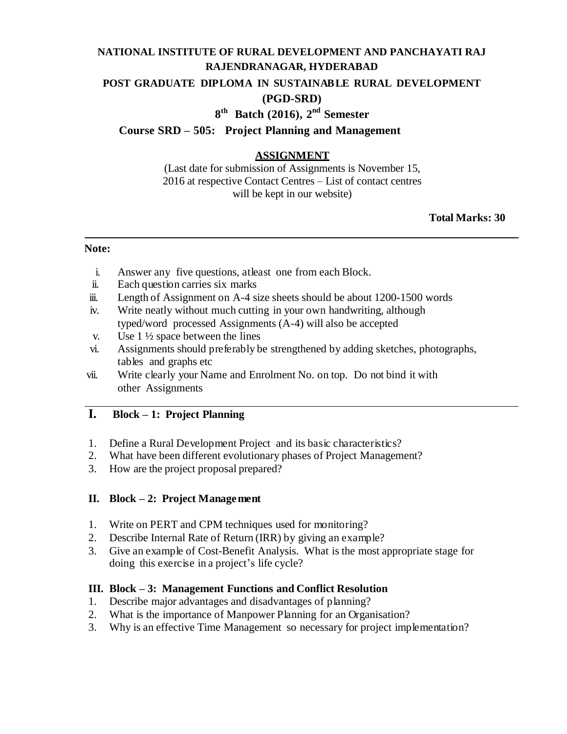**NATIONAL INSTITUTE OF RURAL DEVELOPMENT AND PANCHAYATI RAJ**
**RAJENDRANAGAR, HYDERABAD**

**POST GRADUATE DIPLOMA IN SUSTAINABLE RURAL DEVELOPMENT (PGD-SRD)**

**8th Batch (2016), 2nd Semester**

**Course SRD – 505: Project Planning and Management**

## ASSIGNMENT

(Last date for submission of Assignments is November 15, 2016 at respective Contact Centres – List of contact centres will be kept in our website)

**Total Marks: 30**

---

**Note:**

i. Answer any five questions, atleast one from each Block.
ii. Each question carries six marks
iii. Length of Assignment on A-4 size sheets should be about 1200-1500 words
iv. Write neatly without much cutting in your own handwriting, although typed/word processed Assignments (A-4) will also be accepted
v. Use 1 ½ space between the lines
vi. Assignments should preferably be strengthened by adding sketches, photographs, tables and graphs etc
vii. Write clearly your Name and Enrolment No. on top. Do not bind it with other Assignments

---

### I. Block – 1: Project Planning

1. Define a Rural Development Project and its basic characteristics?
2. What have been different evolutionary phases of Project Management?
3. How are the project proposal prepared?

### II. Block – 2: Project Management

1. Write on PERT and CPM techniques used for monitoring?
2. Describe Internal Rate of Return (IRR) by giving an example?
3. Give an example of Cost-Benefit Analysis. What is the most appropriate stage for doing this exercise in a project's life cycle?

### III. Block – 3: Management Functions and Conflict Resolution

1. Describe major advantages and disadvantages of planning?
2. What is the importance of Manpower Planning for an Organisation?
3. Why is an effective Time Management so necessary for project implementation?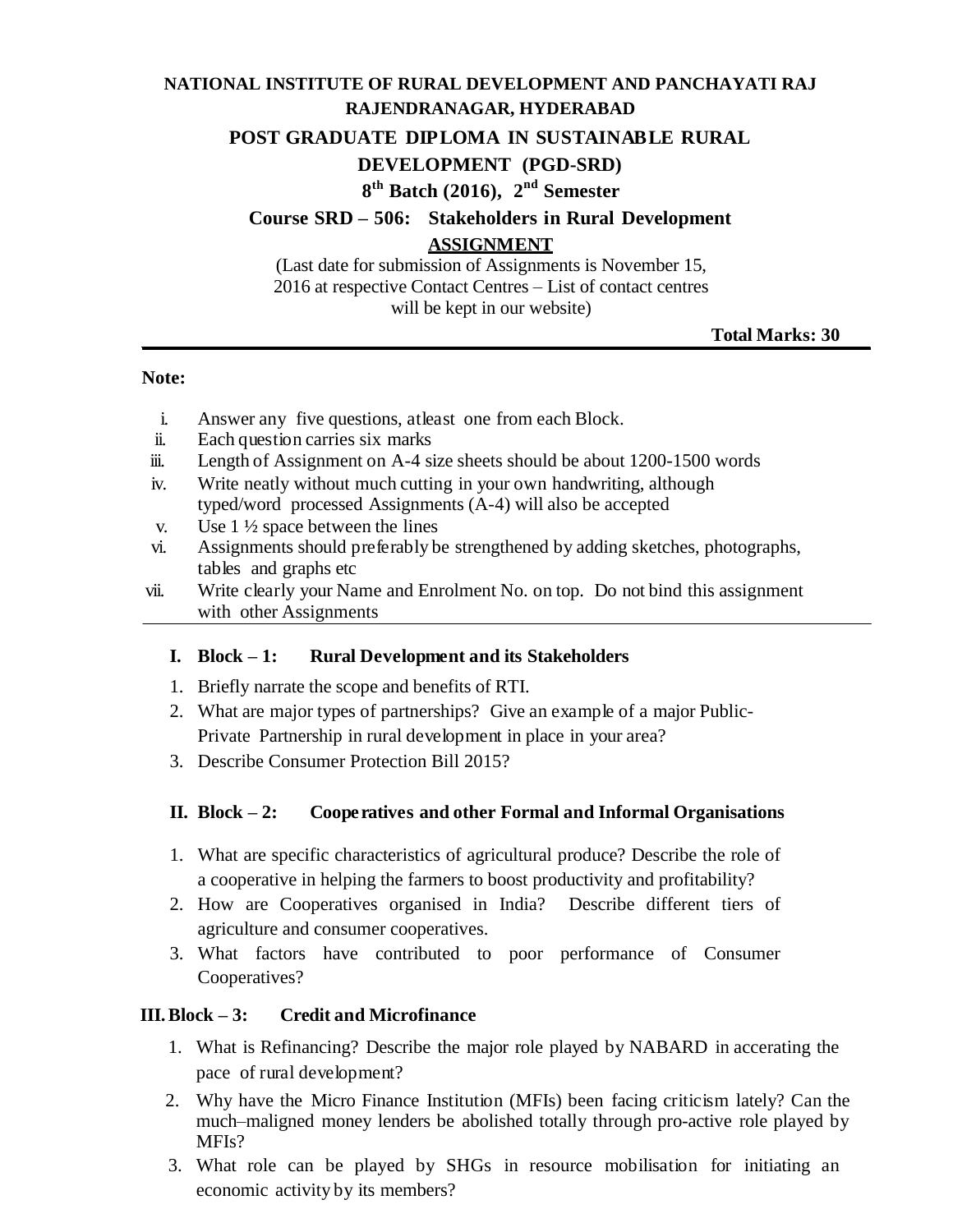**NATIONAL INSTITUTE OF RURAL DEVELOPMENT AND PANCHAYATI RAJ**
**RAJENDRANAGAR, HYDERABAD**

# POST GRADUATE DIPLOMA IN SUSTAINABLE RURAL DEVELOPMENT (PGD-SRD)

## 8th Batch (2016), 2nd Semester

## Course SRD – 506: Stakeholders in Rural Development

**ASSIGNMENT**

(Last date for submission of Assignments is November 15, 2016 at respective Contact Centres – List of contact centres will be kept in our website)

**Total Marks: 30**

---

**Note:**

- i. Answer any five questions, atleast one from each Block.
- ii. Each question carries six marks
- iii. Length of Assignment on A-4 size sheets should be about 1200-1500 words
- iv. Write neatly without much cutting in your own handwriting, although typed/word processed Assignments (A-4) will also be accepted
- v. Use 1 ½ space between the lines
- vi. Assignments should preferably be strengthened by adding sketches, photographs, tables and graphs etc
- vii. Write clearly your Name and Enrolment No. on top. Do not bind this assignment with other Assignments

---

### I. Block – 1: Rural Development and its Stakeholders

1. Briefly narrate the scope and benefits of RTI.
2. What are major types of partnerships? Give an example of a major Public-Private Partnership in rural development in place in your area?
3. Describe Consumer Protection Bill 2015?

### II. Block – 2: Cooperatives and other Formal and Informal Organisations

1. What are specific characteristics of agricultural produce? Describe the role of a cooperative in helping the farmers to boost productivity and profitability?
2. How are Cooperatives organised in India? Describe different tiers of agriculture and consumer cooperatives.
3. What factors have contributed to poor performance of Consumer Cooperatives?

### III. Block – 3: Credit and Microfinance

1. What is Refinancing? Describe the major role played by NABARD in accerating the pace of rural development?
2. Why have the Micro Finance Institution (MFIs) been facing criticism lately? Can the much–maligned money lenders be abolished totally through pro-active role played by MFIs?
3. What role can be played by SHGs in resource mobilisation for initiating an economic activity by its members?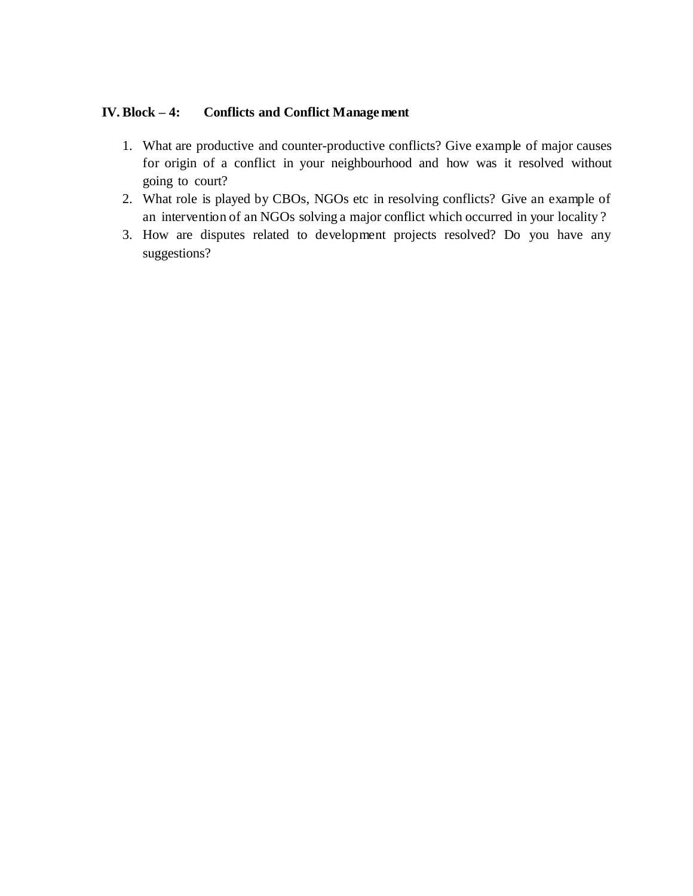## IV. Block – 4: Conflicts and Conflict Management

1. What are productive and counter-productive conflicts? Give example of major causes for origin of a conflict in your neighbourhood and how was it resolved without going to court?
2. What role is played by CBOs, NGOs etc in resolving conflicts? Give an example of an intervention of an NGOs solving a major conflict which occurred in your locality ?
3. How are disputes related to development projects resolved? Do you have any suggestions?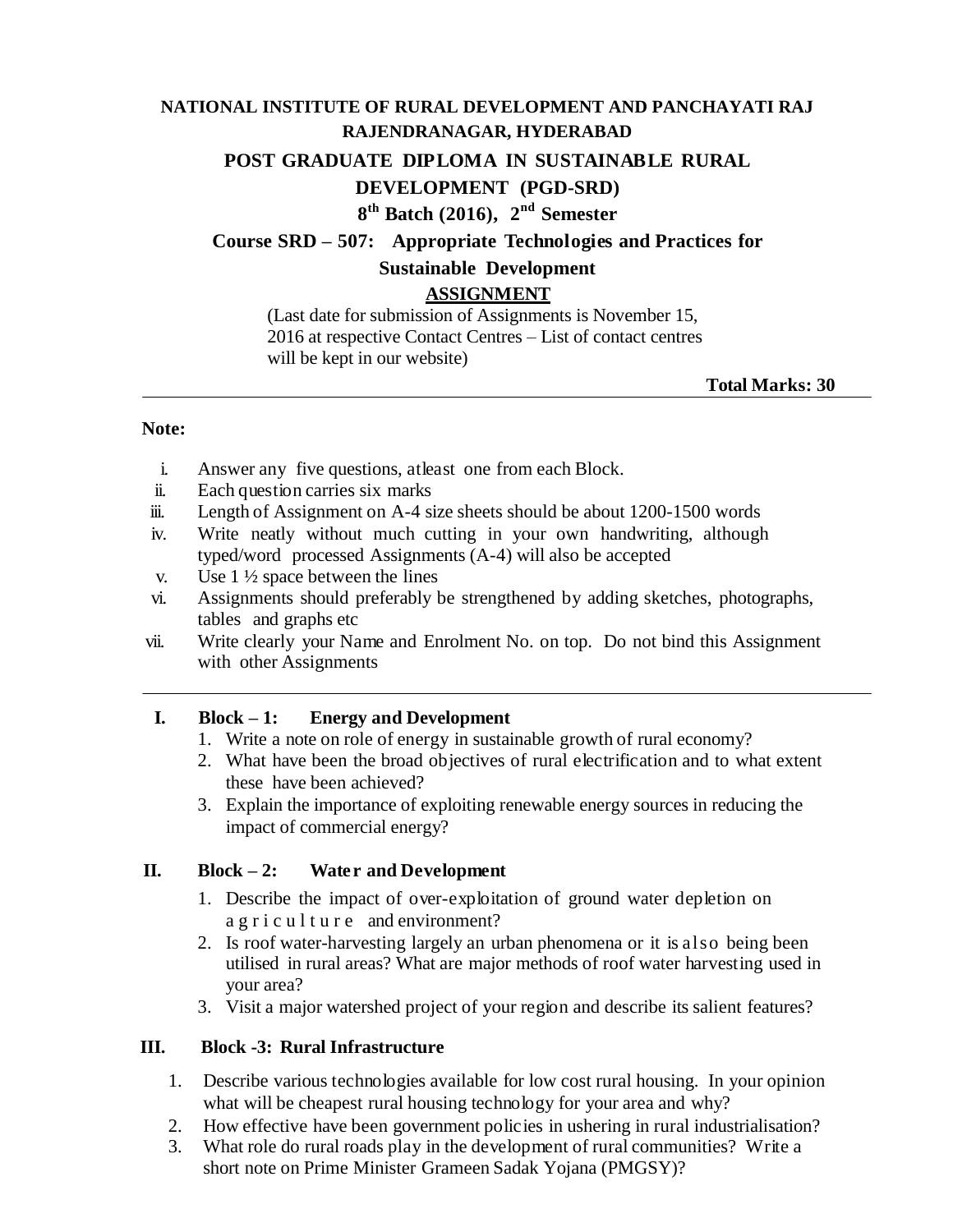**NATIONAL INSTITUTE OF RURAL DEVELOPMENT AND PANCHAYATI RAJ**
**RAJENDRANAGAR, HYDERABAD**

# POST GRADUATE DIPLOMA IN SUSTAINABLE RURAL DEVELOPMENT (PGD-SRD)

## 8th Batch (2016), 2nd Semester

## Course SRD – 507: Appropriate Technologies and Practices for Sustainable Development

## ASSIGNMENT

(Last date for submission of Assignments is November 15, 2016 at respective Contact Centres – List of contact centres will be kept in our website)

**Total Marks: 30**

---

**Note:**

i. Answer any five questions, atleast one from each Block.
ii. Each question carries six marks
iii. Length of Assignment on A-4 size sheets should be about 1200-1500 words
iv. Write neatly without much cutting in your own handwriting, although typed/word processed Assignments (A-4) will also be accepted
v. Use 1 ½ space between the lines
vi. Assignments should preferably be strengthened by adding sketches, photographs, tables and graphs etc
vii. Write clearly your Name and Enrolment No. on top. Do not bind this Assignment with other Assignments

---

### I. Block – 1: Energy and Development

1. Write a note on role of energy in sustainable growth of rural economy?
2. What have been the broad objectives of rural electrification and to what extent these have been achieved?
3. Explain the importance of exploiting renewable energy sources in reducing the impact of commercial energy?

### II. Block – 2: Water and Development

1. Describe the impact of over-exploitation of ground water depletion on agriculture and environment?
2. Is roof water-harvesting largely an urban phenomena or it is also being been utilised in rural areas? What are major methods of roof water harvesting used in your area?
3. Visit a major watershed project of your region and describe its salient features?

### III. Block -3: Rural Infrastructure

1. Describe various technologies available for low cost rural housing. In your opinion what will be cheapest rural housing technology for your area and why?
2. How effective have been government policies in ushering in rural industrialisation?
3. What role do rural roads play in the development of rural communities? Write a short note on Prime Minister Grameen Sadak Yojana (PMGSY)?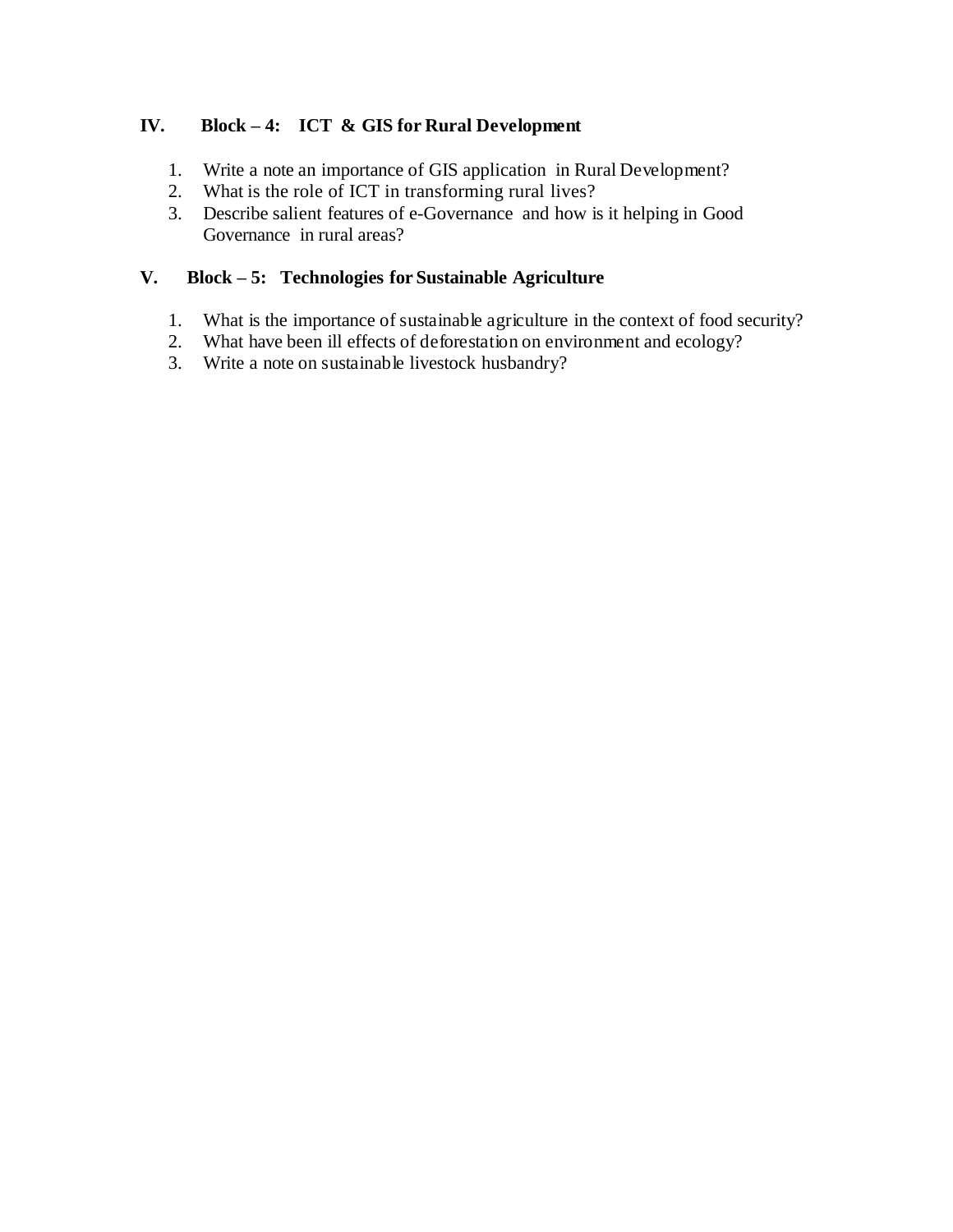## IV. Block – 4: ICT & GIS for Rural Development

1. Write a note an importance of GIS application in Rural Development?
2. What is the role of ICT in transforming rural lives?
3. Describe salient features of e-Governance and how is it helping in Good Governance in rural areas?

## V. Block – 5: Technologies for Sustainable Agriculture

1. What is the importance of sustainable agriculture in the context of food security?
2. What have been ill effects of deforestation on environment and ecology?
3. Write a note on sustainable livestock husbandry?